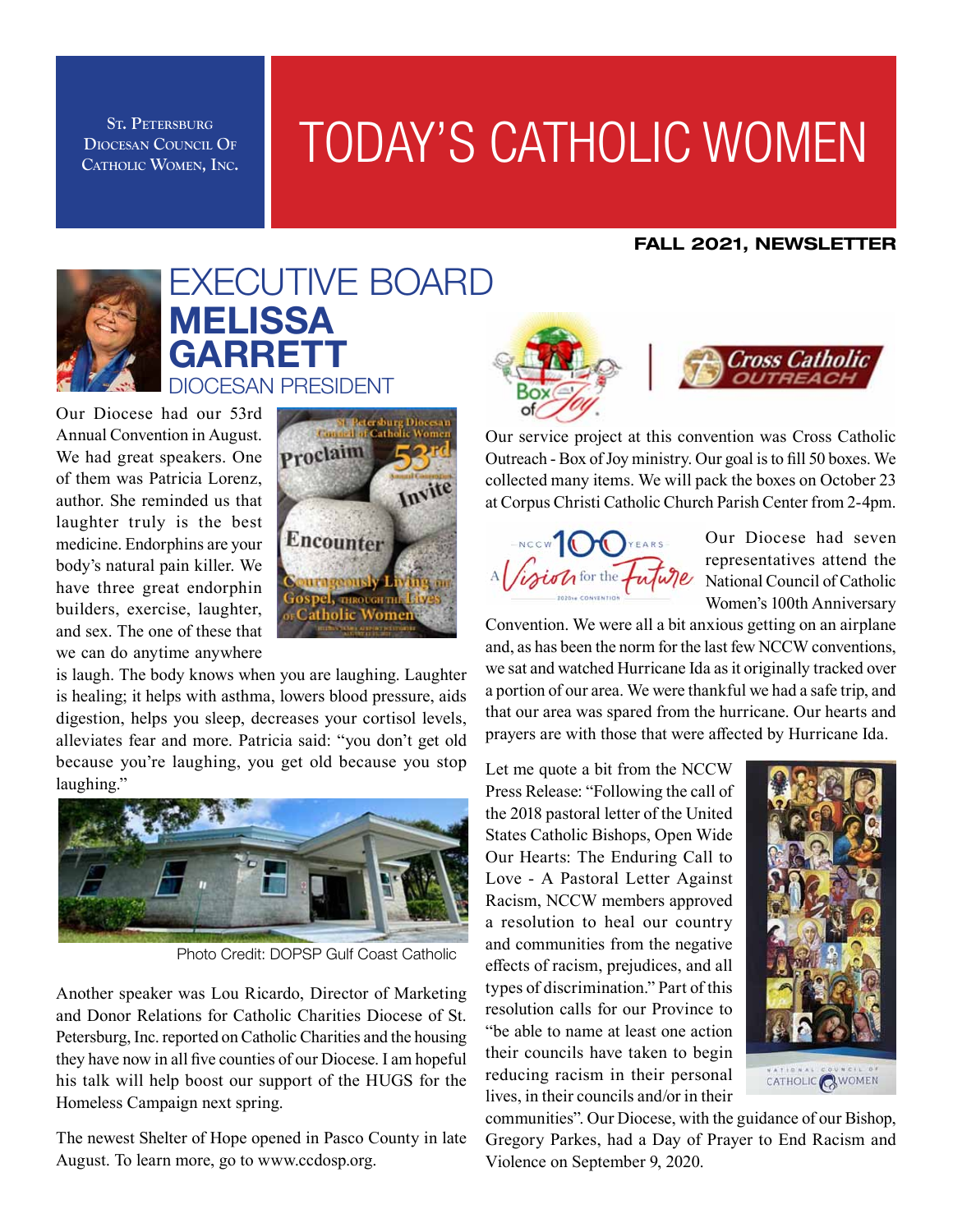St. Petersburg Diocesan Council Of Catholic Women, Inc.

# TODAY'S CATHOLIC WOMEN

**FALL 2021, NEWSLETTER**

## EXECUTIVE BOARD
## MELISSA GARRETT
### DIOCESAN PRESIDENT

Our Diocese had our 53rd Annual Convention in August. We had great speakers. One of them was Patricia Lorenz, author. She reminded us that laughter truly is the best medicine. Endorphins are your body's natural pain killer. We have three great endorphin builders, exercise, laughter, and sex. The one of these that we can do anytime anywhere is laugh. The body knows when you are laughing. Laughter is healing; it helps with asthma, lowers blood pressure, aids digestion, helps you sleep, decreases your cortisol levels, alleviates fear and more. Patricia said: "you don't get old because you're laughing, you get old because you stop laughing."

Photo Credit: DOPSP Gulf Coast Catholic

Another speaker was Lou Ricardo, Director of Marketing and Donor Relations for Catholic Charities Diocese of St. Petersburg, Inc. reported on Catholic Charities and the housing they have now in all five counties of our Diocese. I am hopeful his talk will help boost our support of the HUGS for the Homeless Campaign next spring.

The newest Shelter of Hope opened in Pasco County in late August. To learn more, go to www.ccdosp.org.

Our service project at this convention was Cross Catholic Outreach - Box of Joy ministry. Our goal is to fill 50 boxes. We collected many items. We will pack the boxes on October 23 at Corpus Christi Catholic Church Parish Center from 2-4pm.

Our Diocese had seven representatives attend the National Council of Catholic Women's 100th Anniversary Convention. We were all a bit anxious getting on an airplane and, as has been the norm for the last few NCCW conventions, we sat and watched Hurricane Ida as it originally tracked over a portion of our area. We were thankful we had a safe trip, and that our area was spared from the hurricane. Our hearts and prayers are with those that were affected by Hurricane Ida.

Let me quote a bit from the NCCW Press Release: "Following the call of the 2018 pastoral letter of the United States Catholic Bishops, Open Wide Our Hearts: The Enduring Call to Love - A Pastoral Letter Against Racism, NCCW members approved a resolution to heal our country and communities from the negative effects of racism, prejudices, and all types of discrimination." Part of this resolution calls for our Province to "be able to name at least one action their councils have taken to begin reducing racism in their personal lives, in their councils and/or in their communities". Our Diocese, with the guidance of our Bishop, Gregory Parkes, had a Day of Prayer to End Racism and Violence on September 9, 2020.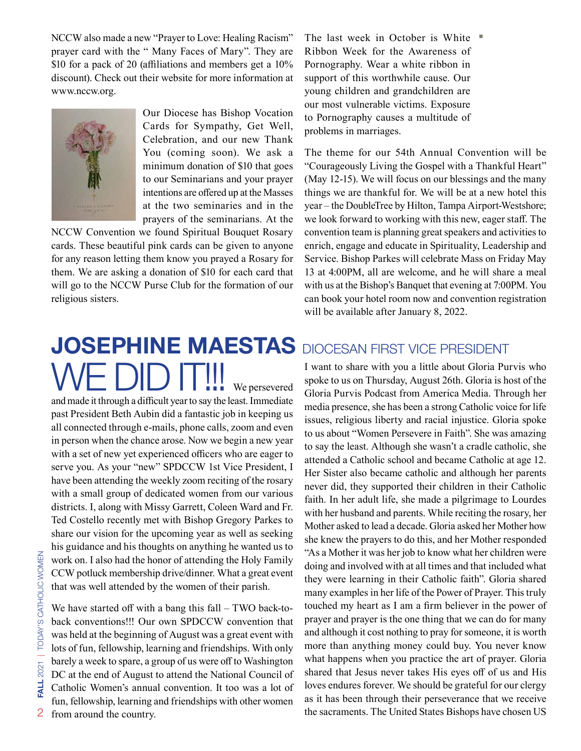NCCW also made a new "Prayer to Love: Healing Racism" prayer card with the " Many Faces of Mary". They are $10 for a pack of 20 (affiliations and members get a 10% discount). Check out their website for more information at www.nccw.org.

Our Diocese has Bishop Vocation Cards for Sympathy, Get Well, Celebration, and our new Thank You (coming soon). We ask a minimum donation of $10 that goes to our Seminarians and your prayer intentions are offered up at the Masses at the two seminaries and in the prayers of the seminarians. At the NCCW Convention we found Spiritual Bouquet Rosary cards. These beautiful pink cards can be given to anyone for any reason letting them know you prayed a Rosary for them. We are asking a donation of $10 for each card that will go to the NCCW Purse Club for the formation of our religious sisters.

The last week in October is White Ribbon Week for the Awareness of Pornography. Wear a white ribbon in support of this worthwhile cause. Our young children and grandchildren are our most vulnerable victims. Exposure to Pornography causes a multitude of problems in marriages.

The theme for our 54th Annual Convention will be "Courageously Living the Gospel with a Thankful Heart" (May 12-15). We will focus on our blessings and the many things we are thankful for. We will be at a new hotel this year – the DoubleTree by Hilton, Tampa Airport-Westshore; we look forward to working with this new, eager staff. The convention team is planning great speakers and activities to enrich, engage and educate in Spirituality, Leadership and Service. Bishop Parkes will celebrate Mass on Friday May 13 at 4:00PM, all are welcome, and he will share a meal with us at the Bishop's Banquet that evening at 7:00PM. You can book your hotel room now and convention registration will be available after January 8, 2022.

## JOSEPHINE MAESTAS DIOCESAN FIRST VICE PRESIDENT

**WE DID IT!!!** We persevered and made it through a difficult year to say the least. Immediate past President Beth Aubin did a fantastic job in keeping us all connected through e-mails, phone calls, zoom and even in person when the chance arose. Now we begin a new year with a set of new yet experienced officers who are eager to serve you. As your "new" SPDCCW 1st Vice President, I have been attending the weekly zoom reciting of the rosary with a small group of dedicated women from our various districts. I, along with Missy Garrett, Coleen Ward and Fr. Ted Costello recently met with Bishop Gregory Parkes to share our vision for the upcoming year as well as seeking his guidance and his thoughts on anything he wanted us to work on. I also had the honor of attending the Holy Family CCW potluck membership drive/dinner. What a great event that was well attended by the women of their parish.

We have started off with a bang this fall – TWO back-to-back conventions!!! Our own SPDCCW convention that was held at the beginning of August was a great event with lots of fun, fellowship, learning and friendships. With only barely a week to spare, a group of us were off to Washington DC at the end of August to attend the National Council of Catholic Women's annual convention. It too was a lot of fun, fellowship, learning and friendships with other women from around the country.

I want to share with you a little about Gloria Purvis who spoke to us on Thursday, August 26th. Gloria is host of the Gloria Purvis Podcast from America Media. Through her media presence, she has been a strong Catholic voice for life issues, religious liberty and racial injustice. Gloria spoke to us about "Women Persevere in Faith". She was amazing to say the least. Although she wasn't a cradle catholic, she attended a Catholic school and became Catholic at age 12. Her Sister also became catholic and although her parents never did, they supported their children in their Catholic faith. In her adult life, she made a pilgrimage to Lourdes with her husband and parents. While reciting the rosary, her Mother asked to lead a decade. Gloria asked her Mother how she knew the prayers to do this, and her Mother responded "As a Mother it was her job to know what her children were doing and involved with at all times and that included what they were learning in their Catholic faith". Gloria shared many examples in her life of the Power of Prayer. This truly touched my heart as I am a firm believer in the power of prayer and prayer is the one thing that we can do for many and although it cost nothing to pray for someone, it is worth more than anything money could buy. You never know what happens when you practice the art of prayer. Gloria shared that Jesus never takes His eyes off of us and His loves endures forever. We should be grateful for our clergy as it has been through their perseverance that we receive the sacraments. The United States Bishops have chosen US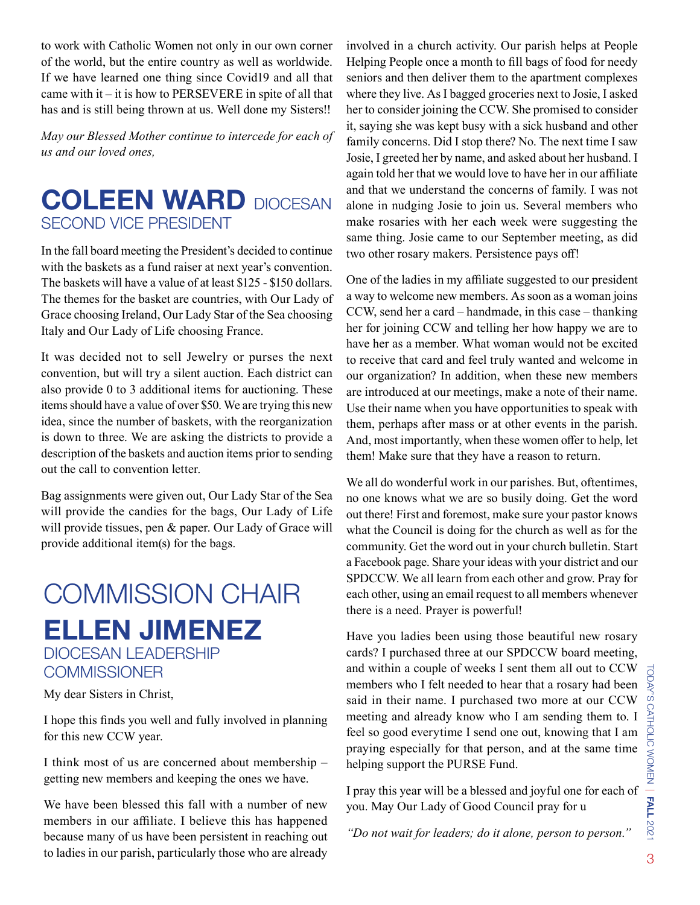to work with Catholic Women not only in our own corner of the world, but the entire country as well as worldwide. If we have learned one thing since Covid19 and all that came with it – it is how to PERSEVERE in spite of all that has and is still being thrown at us. Well done my Sisters!!

*May our Blessed Mother continue to intercede for each of us and our loved ones,*

## COLEEN WARD DIOCESAN SECOND VICE PRESIDENT

In the fall board meeting the President's decided to continue with the baskets as a fund raiser at next year's convention. The baskets will have a value of at least $125 - $150 dollars. The themes for the basket are countries, with Our Lady of Grace choosing Ireland, Our Lady Star of the Sea choosing Italy and Our Lady of Life choosing France.

It was decided not to sell Jewelry or purses the next convention, but will try a silent auction. Each district can also provide 0 to 3 additional items for auctioning. These items should have a value of over $50. We are trying this new idea, since the number of baskets, with the reorganization is down to three. We are asking the districts to provide a description of the baskets and auction items prior to sending out the call to convention letter.

Bag assignments were given out, Our Lady Star of the Sea will provide the candies for the bags, Our Lady of Life will provide tissues, pen & paper. Our Lady of Grace will provide additional item(s) for the bags.

## COMMISSION CHAIR ELLEN JIMENEZ DIOCESAN LEADERSHIP COMMISSIONER

My dear Sisters in Christ,

I hope this finds you well and fully involved in planning for this new CCW year.

I think most of us are concerned about membership – getting new members and keeping the ones we have.

We have been blessed this fall with a number of new members in our affiliate. I believe this has happened because many of us have been persistent in reaching out to ladies in our parish, particularly those who are already involved in a church activity. Our parish helps at People Helping People once a month to fill bags of food for needy seniors and then deliver them to the apartment complexes where they live. As I bagged groceries next to Josie, I asked her to consider joining the CCW. She promised to consider it, saying she was kept busy with a sick husband and other family concerns. Did I stop there? No. The next time I saw Josie, I greeted her by name, and asked about her husband. I again told her that we would love to have her in our affiliate and that we understand the concerns of family. I was not alone in nudging Josie to join us. Several members who make rosaries with her each week were suggesting the same thing. Josie came to our September meeting, as did two other rosary makers. Persistence pays off!

One of the ladies in my affiliate suggested to our president a way to welcome new members. As soon as a woman joins CCW, send her a card – handmade, in this case – thanking her for joining CCW and telling her how happy we are to have her as a member. What woman would not be excited to receive that card and feel truly wanted and welcome in our organization? In addition, when these new members are introduced at our meetings, make a note of their name. Use their name when you have opportunities to speak with them, perhaps after mass or at other events in the parish. And, most importantly, when these women offer to help, let them! Make sure that they have a reason to return.

We all do wonderful work in our parishes. But, oftentimes, no one knows what we are so busily doing. Get the word out there! First and foremost, make sure your pastor knows what the Council is doing for the church as well as for the community. Get the word out in your church bulletin. Start a Facebook page. Share your ideas with your district and our SPDCCW. We all learn from each other and grow. Pray for each other, using an email request to all members whenever there is a need. Prayer is powerful!

Have you ladies been using those beautiful new rosary cards? I purchased three at our SPDCCW board meeting, and within a couple of weeks I sent them all out to CCW members who I felt needed to hear that a rosary had been said in their name. I purchased two more at our CCW meeting and already know who I am sending them to. I feel so good everytime I send one out, knowing that I am praying especially for that person, and at the same time helping support the PURSE Fund.

I pray this year will be a blessed and joyful one for each of you. May Our Lady of Good Council pray for u

*"Do not wait for leaders; do it alone, person to person."*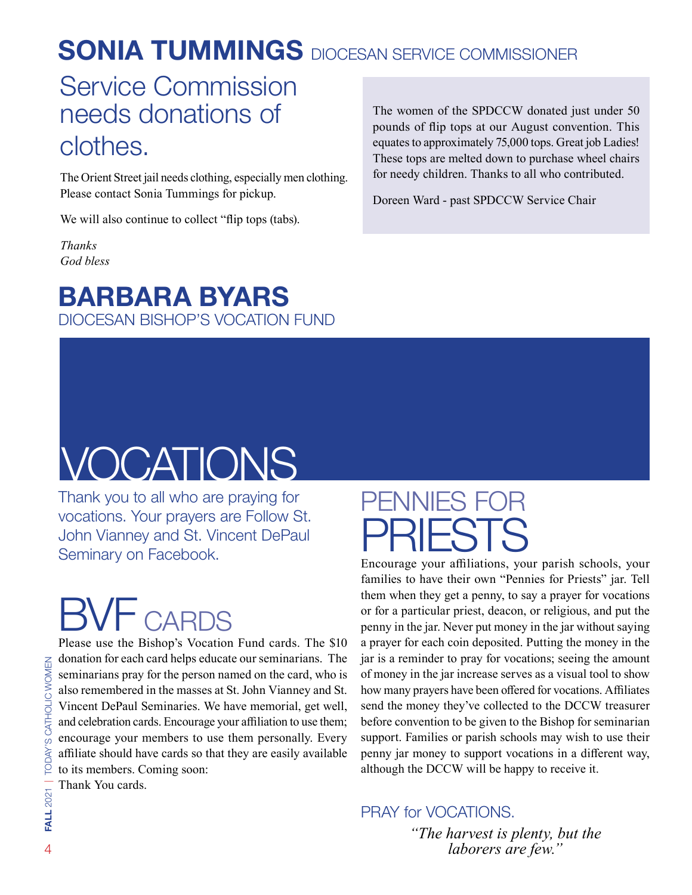# SONIA TUMMINGS DIOCESAN SERVICE COMMISSIONER

## Service Commission needs donations of clothes.

The Orient Street jail needs clothing, especially men clothing. Please contact Sonia Tummings for pickup.

We will also continue to collect "flip tops (tabs).

*Thanks*
*God bless*

The women of the SPDCCW donated just under 50 pounds of flip tops at our August convention. This equates to approximately 75,000 tops. Great job Ladies! These tops are melted down to purchase wheel chairs for needy children. Thanks to all who contributed.

Doreen Ward - past SPDCCW Service Chair

# BARBARA BYARS

DIOCESAN BISHOP'S VOCATION FUND

## VOCATIONS

Thank you to all who are praying for vocations. Your prayers are Follow St. John Vianney and St. Vincent DePaul Seminary on Facebook.

## BVF CARDS

Please use the Bishop's Vocation Fund cards. The $10 donation for each card helps educate our seminarians. The seminarians pray for the person named on the card, who is also remembered in the masses at St. John Vianney and St. Vincent DePaul Seminaries. We have memorial, get well, and celebration cards. Encourage your affiliation to use them; encourage your members to use them personally. Every affiliate should have cards so that they are easily available to its members. Coming soon:
Thank You cards.

## PENNIES FOR PRIESTS

Encourage your affiliations, your parish schools, your families to have their own "Pennies for Priests" jar. Tell them when they get a penny, to say a prayer for vocations or for a particular priest, deacon, or religious, and put the penny in the jar. Never put money in the jar without saying a prayer for each coin deposited. Putting the money in the jar is a reminder to pray for vocations; seeing the amount of money in the jar increase serves as a visual tool to show how many prayers have been offered for vocations. Affiliates send the money they've collected to the DCCW treasurer before convention to be given to the Bishop for seminarian support. Families or parish schools may wish to use their penny jar money to support vocations in a different way, although the DCCW will be happy to receive it.

PRAY for VOCATIONS.

*"The harvest is plenty, but the laborers are few."*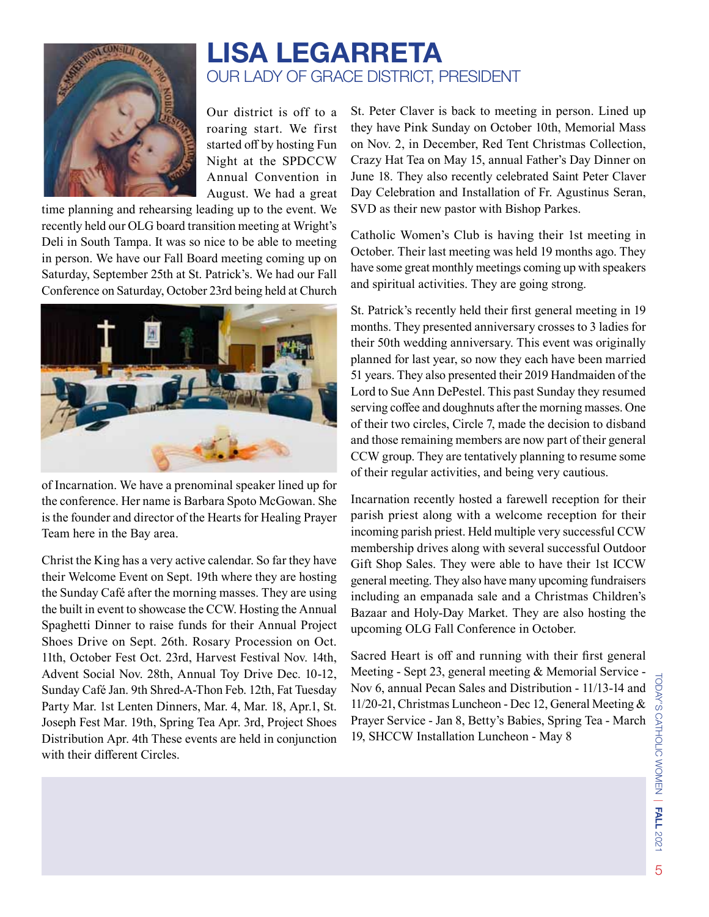# LISA LEGARRETA

## OUR LADY OF GRACE DISTRICT, PRESIDENT

Our district is off to a roaring start. We first started off by hosting Fun Night at the SPDCCW Annual Convention in August. We had a great time planning and rehearsing leading up to the event. We recently held our OLG board transition meeting at Wright's Deli in South Tampa. It was so nice to be able to meeting in person. We have our Fall Board meeting coming up on Saturday, September 25th at St. Patrick's. We had our Fall Conference on Saturday, October 23rd being held at Church of Incarnation. We have a prenominal speaker lined up for the conference. Her name is Barbara Spoto McGowan. She is the founder and director of the Hearts for Healing Prayer Team here in the Bay area.

Christ the King has a very active calendar. So far they have their Welcome Event on Sept. 19th where they are hosting the Sunday Café after the morning masses. They are using the built in event to showcase the CCW. Hosting the Annual Spaghetti Dinner to raise funds for their Annual Project Shoes Drive on Sept. 26th. Rosary Procession on Oct. 11th, October Fest Oct. 23rd, Harvest Festival Nov. 14th, Advent Social Nov. 28th, Annual Toy Drive Dec. 10-12, Sunday Café Jan. 9th Shred-A-Thon Feb. 12th, Fat Tuesday Party Mar. 1st Lenten Dinners, Mar. 4, Mar. 18, Apr.1, St. Joseph Fest Mar. 19th, Spring Tea Apr. 3rd, Project Shoes Distribution Apr. 4th These events are held in conjunction with their different Circles.

St. Peter Claver is back to meeting in person. Lined up they have Pink Sunday on October 10th, Memorial Mass on Nov. 2, in December, Red Tent Christmas Collection, Crazy Hat Tea on May 15, annual Father's Day Dinner on June 18. They also recently celebrated Saint Peter Claver Day Celebration and Installation of Fr. Agustinus Seran, SVD as their new pastor with Bishop Parkes.

Catholic Women's Club is having their 1st meeting in October. Their last meeting was held 19 months ago. They have some great monthly meetings coming up with speakers and spiritual activities. They are going strong.

St. Patrick's recently held their first general meeting in 19 months. They presented anniversary crosses to 3 ladies for their 50th wedding anniversary. This event was originally planned for last year, so now they each have been married 51 years. They also presented their 2019 Handmaiden of the Lord to Sue Ann DePestel. This past Sunday they resumed serving coffee and doughnuts after the morning masses. One of their two circles, Circle 7, made the decision to disband and those remaining members are now part of their general CCW group. They are tentatively planning to resume some of their regular activities, and being very cautious.

Incarnation recently hosted a farewell reception for their parish priest along with a welcome reception for their incoming parish priest. Held multiple very successful CCW membership drives along with several successful Outdoor Gift Shop Sales. They were able to have their 1st ICCW general meeting. They also have many upcoming fundraisers including an empanada sale and a Christmas Children's Bazaar and Holy-Day Market. They are also hosting the upcoming OLG Fall Conference in October.

Sacred Heart is off and running with their first general Meeting - Sept 23, general meeting & Memorial Service - Nov 6, annual Pecan Sales and Distribution - 11/13-14 and 11/20-21, Christmas Luncheon - Dec 12, General Meeting & Prayer Service - Jan 8, Betty's Babies, Spring Tea - March 19, SHCCW Installation Luncheon - May 8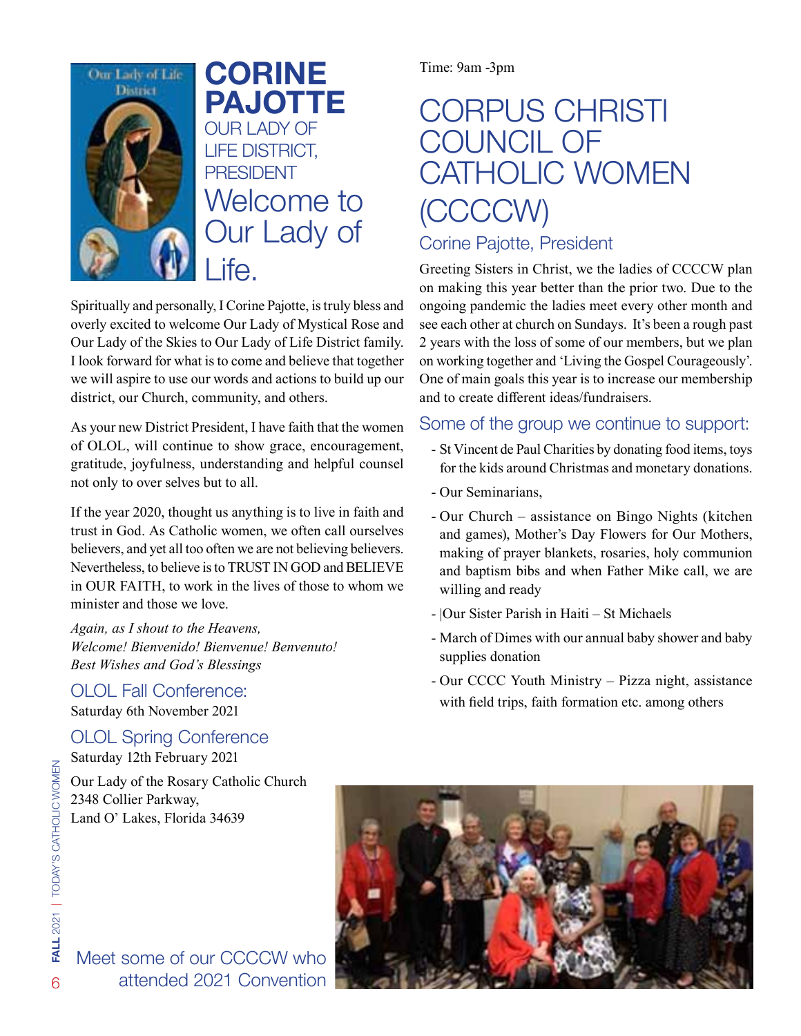# CORINE PAJOTTE

## OUR LADY OF LIFE DISTRICT, PRESIDENT

## Welcome to Our Lady of Life.

Spiritually and personally, I Corine Pajotte, is truly bless and overly excited to welcome Our Lady of Mystical Rose and Our Lady of the Skies to Our Lady of Life District family. I look forward for what is to come and believe that together we will aspire to use our words and actions to build up our district, our Church, community, and others.

As your new District President, I have faith that the women of OLOL, will continue to show grace, encouragement, gratitude, joyfulness, understanding and helpful counsel not only to over selves but to all.

If the year 2020, thought us anything is to live in faith and trust in God. As Catholic women, we often call ourselves believers, and yet all too often we are not believing believers. Nevertheless, to believe is to TRUST IN GOD and BELIEVE in OUR FAITH, to work in the lives of those to whom we minister and those we love.

*Again, as I shout to the Heavens,*
*Welcome! Bienvenido! Bienvenue! Benvenuto!*
*Best Wishes and God's Blessings*

### OLOL Fall Conference:

Saturday 6th November 2021

### OLOL Spring Conference

Saturday 12th February 2021

Our Lady of the Rosary Catholic Church
2348 Collier Parkway,
Land O' Lakes, Florida 34639

Time: 9am -3pm

# CORPUS CHRISTI COUNCIL OF CATHOLIC WOMEN (CCCCW)

## Corine Pajotte, President

Greeting Sisters in Christ, we the ladies of CCCCW plan on making this year better than the prior two. Due to the ongoing pandemic the ladies meet every other month and see each other at church on Sundays. It's been a rough past 2 years with the loss of some of our members, but we plan on working together and 'Living the Gospel Courageously'. One of main goals this year is to increase our membership and to create different ideas/fundraisers.

### Some of the group we continue to support:

- St Vincent de Paul Charities by donating food items, toys for the kids around Christmas and monetary donations.
- Our Seminarians,
- Our Church – assistance on Bingo Nights (kitchen and games), Mother's Day Flowers for Our Mothers, making of prayer blankets, rosaries, holy communion and baptism bibs and when Father Mike call, we are willing and ready
- |Our Sister Parish in Haiti – St Michaels
- March of Dimes with our annual baby shower and baby supplies donation
- Our CCCC Youth Ministry – Pizza night, assistance with field trips, faith formation etc. among others

Meet some of our CCCCW who attended 2021 Convention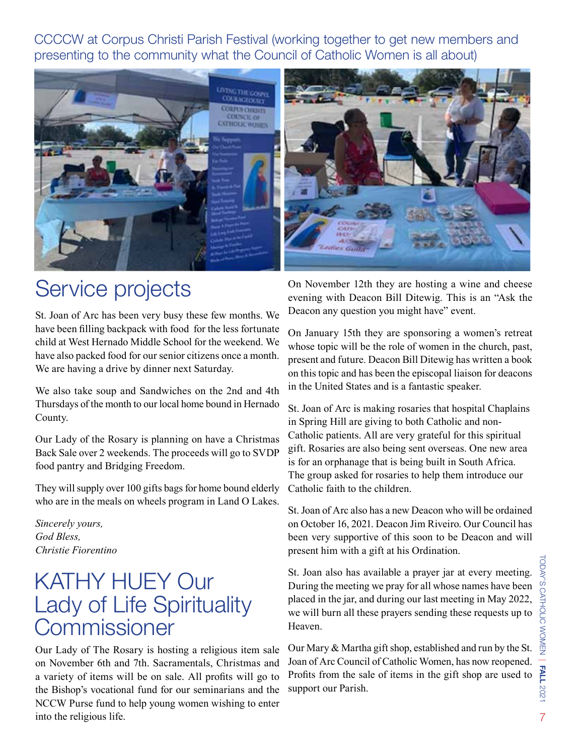CCCCW at Corpus Christi Parish Festival (working together to get new members and presenting to the community what the Council of Catholic Women is all about)

## Service projects

St. Joan of Arc has been very busy these few months. We have been filling backpack with food for the less fortunate child at West Hernado Middle School for the weekend. We have also packed food for our senior citizens once a month. We are having a drive by dinner next Saturday.

We also take soup and Sandwiches on the 2nd and 4th Thursdays of the month to our local home bound in Hernado County.

Our Lady of the Rosary is planning on have a Christmas Back Sale over 2 weekends. The proceeds will go to SVDP food pantry and Bridging Freedom.

They will supply over 100 gifts bags for home bound elderly who are in the meals on wheels program in Land O Lakes.

*Sincerely yours,*
*God Bless,*
*Christie Fiorentino*

## KATHY HUEY Our Lady of Life Spirituality Commissioner

Our Lady of The Rosary is hosting a religious item sale on November 6th and 7th. Sacramentals, Christmas and a variety of items will be on sale. All profits will go to the Bishop's vocational fund for our seminarians and the NCCW Purse fund to help young women wishing to enter into the religious life.

On November 12th they are hosting a wine and cheese evening with Deacon Bill Ditewig. This is an "Ask the Deacon any question you might have" event.

On January 15th they are sponsoring a women's retreat whose topic will be the role of women in the church, past, present and future. Deacon Bill Ditewig has written a book on this topic and has been the episcopal liaison for deacons in the United States and is a fantastic speaker.

St. Joan of Arc is making rosaries that hospital Chaplains in Spring Hill are giving to both Catholic and non-Catholic patients. All are very grateful for this spiritual gift. Rosaries are also being sent overseas. One new area is for an orphanage that is being built in South Africa. The group asked for rosaries to help them introduce our Catholic faith to the children.

St. Joan of Arc also has a new Deacon who will be ordained on October 16, 2021. Deacon Jim Riveiro. Our Council has been very supportive of this soon to be Deacon and will present him with a gift at his Ordination.

St. Joan also has available a prayer jar at every meeting. During the meeting we pray for all whose names have been placed in the jar, and during our last meeting in May 2022, we will burn all these prayers sending these requests up to Heaven.

Our Mary & Martha gift shop, established and run by the St. Joan of Arc Council of Catholic Women, has now reopened. Profits from the sale of items in the gift shop are used to support our Parish.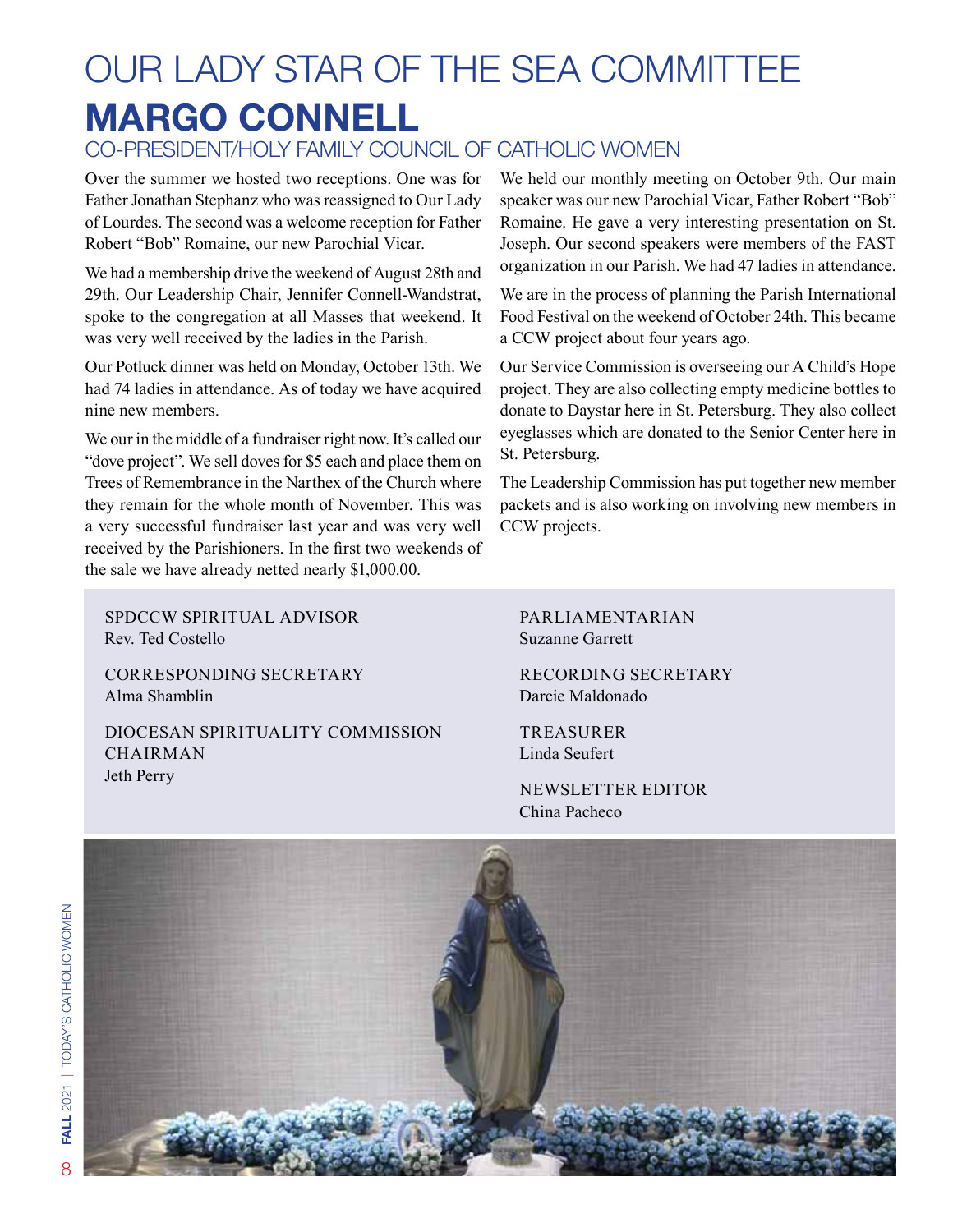# OUR LADY STAR OF THE SEA COMMITTEE

## MARGO CONNELL

### CO-PRESIDENT/HOLY FAMILY COUNCIL OF CATHOLIC WOMEN

Over the summer we hosted two receptions. One was for Father Jonathan Stephanz who was reassigned to Our Lady of Lourdes. The second was a welcome reception for Father Robert "Bob" Romaine, our new Parochial Vicar.

We had a membership drive the weekend of August 28th and 29th. Our Leadership Chair, Jennifer Connell-Wandstrat, spoke to the congregation at all Masses that weekend. It was very well received by the ladies in the Parish.

Our Potluck dinner was held on Monday, October 13th. We had 74 ladies in attendance. As of today we have acquired nine new members.

We our in the middle of a fundraiser right now. It's called our "dove project". We sell doves for $5 each and place them on Trees of Remembrance in the Narthex of the Church where they remain for the whole month of November. This was a very successful fundraiser last year and was very well received by the Parishioners. In the first two weekends of the sale we have already netted nearly $1,000.00.

We held our monthly meeting on October 9th. Our main speaker was our new Parochial Vicar, Father Robert "Bob" Romaine. He gave a very interesting presentation on St. Joseph. Our second speakers were members of the FAST organization in our Parish. We had 47 ladies in attendance.

We are in the process of planning the Parish International Food Festival on the weekend of October 24th. This became a CCW project about four years ago.

Our Service Commission is overseeing our A Child's Hope project. They are also collecting empty medicine bottles to donate to Daystar here in St. Petersburg. They also collect eyeglasses which are donated to the Senior Center here in St. Petersburg.

The Leadership Commission has put together new member packets and is also working on involving new members in CCW projects.

SPDCCW SPIRITUAL ADVISOR
Rev. Ted Costello

CORRESPONDING SECRETARY
Alma Shamblin

DIOCESAN SPIRITUALITY COMMISSION CHAIRMAN
Jeth Perry

PARLIAMENTARIAN
Suzanne Garrett

RECORDING SECRETARY
Darcie Maldonado

TREASURER
Linda Seufert

NEWSLETTER EDITOR
China Pacheco